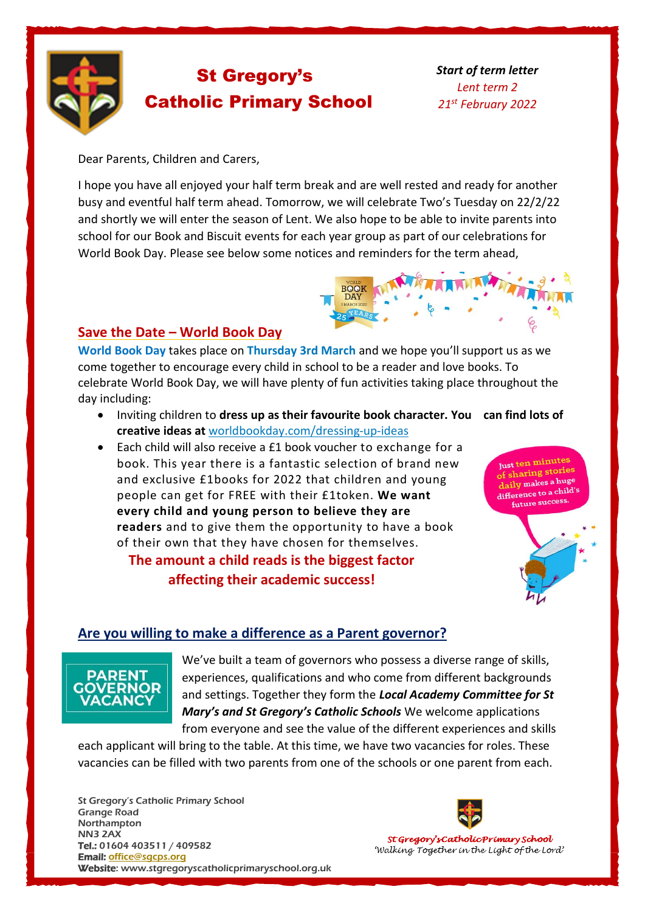# St Gregory's Catholic Primary School

***Start of term letter***
*Lent term 2*
*21st February 2022*

Dear Parents, Children and Carers,

I hope you have all enjoyed your half term break and are well rested and ready for another busy and eventful half term ahead. Tomorrow, we will celebrate Two's Tuesday on 22/2/22 and shortly we will enter the season of Lent. We also hope to be able to invite parents into school for our Book and Biscuit events for each year group as part of our celebrations for World Book Day. Please see below some notices and reminders for the term ahead,

## Save the Date – World Book Day

World Book Day takes place on Thursday 3rd March and we hope you'll support us as we come together to encourage every child in school to be a reader and love books. To celebrate World Book Day, we will have plenty of fun activities taking place throughout the day including:

- Inviting children to **dress up as their favourite book character. You can find lots of creative ideas at** [worldbookday.com/dressing-up-ideas](worldbookday.com/dressing-up-ideas)
- Each child will also receive a £1 book voucher to exchange for a book. This year there is a fantastic selection of brand new and exclusive £1books for 2022 that children and young people can get for FREE with their £1token. **We want every child and young person to believe they are readers** and to give them the opportunity to have a book of their own that they have chosen for themselves.

**The amount a child reads is the biggest factor affecting their academic success!**

Just ten minutes of sharing stories daily makes a huge difference to a child's future success.

## Are you willing to make a difference as a Parent governor?

PARENT GOVERNOR VACANCY

We've built a team of governors who possess a diverse range of skills, experiences, qualifications and who come from different backgrounds and settings. Together they form the ***Local Academy Committee for St Mary's and St Gregory's Catholic Schools*** We welcome applications from everyone and see the value of the different experiences and skills each applicant will bring to the table. At this time, we have two vacancies for roles. These vacancies can be filled with two parents from one of the schools or one parent from each.

St Gregory's Catholic Primary School
Grange Road
Northampton
NN3 2AX
**Tel.:** 01604 403511 / 409582
**Email:** office@sgcps.org
**Website:** www.stgregoryscatholicprimaryschool.org.uk

*St Gregory's Catholic Primary School*
*'Walking Together in the Light of the Lord'*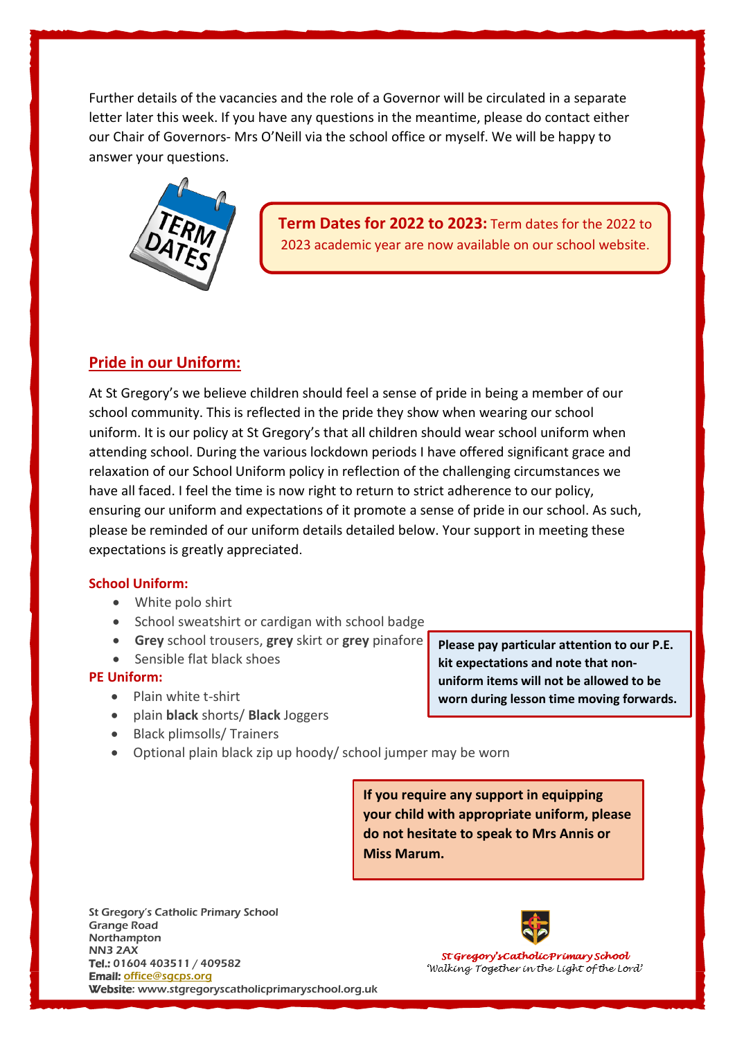Further details of the vacancies and the role of a Governor will be circulated in a separate letter later this week. If you have any questions in the meantime, please do contact either our Chair of Governors- Mrs O'Neill via the school office or myself. We will be happy to answer your questions.

**Term Dates for 2022 to 2023:** Term dates for the 2022 to 2023 academic year are now available on our school website.

## Pride in our Uniform:

At St Gregory's we believe children should feel a sense of pride in being a member of our school community. This is reflected in the pride they show when wearing our school uniform. It is our policy at St Gregory's that all children should wear school uniform when attending school. During the various lockdown periods I have offered significant grace and relaxation of our School Uniform policy in reflection of the challenging circumstances we have all faced. I feel the time is now right to return to strict adherence to our policy, ensuring our uniform and expectations of it promote a sense of pride in our school. As such, please be reminded of our uniform details detailed below. Your support in meeting these expectations is greatly appreciated.

**School Uniform:**

- White polo shirt
- School sweatshirt or cardigan with school badge
- **Grey** school trousers, **grey** skirt or **grey** pinafore
- Sensible flat black shoes

**PE Uniform:**

- Plain white t-shirt
- plain **black** shorts/ **Black** Joggers
- Black plimsolls/ Trainers
- Optional plain black zip up hoody/ school jumper may be worn

**Please pay particular attention to our P.E. kit expectations and note that non-uniform items will not be allowed to be worn during lesson time moving forwards.**

**If you require any support in equipping your child with appropriate uniform, please do not hesitate to speak to Mrs Annis or Miss Marum.**

St Gregory's Catholic Primary School
Grange Road
Northampton
NN3 2AX
**Tel.:** 01604 403511 / 409582
**Email:** office@sgcps.org
**Website**: www.stgregoryscatholicprimaryschool.org.uk

*St Gregory's Catholic Primary School*
*'Walking Together in the Light of the Lord'*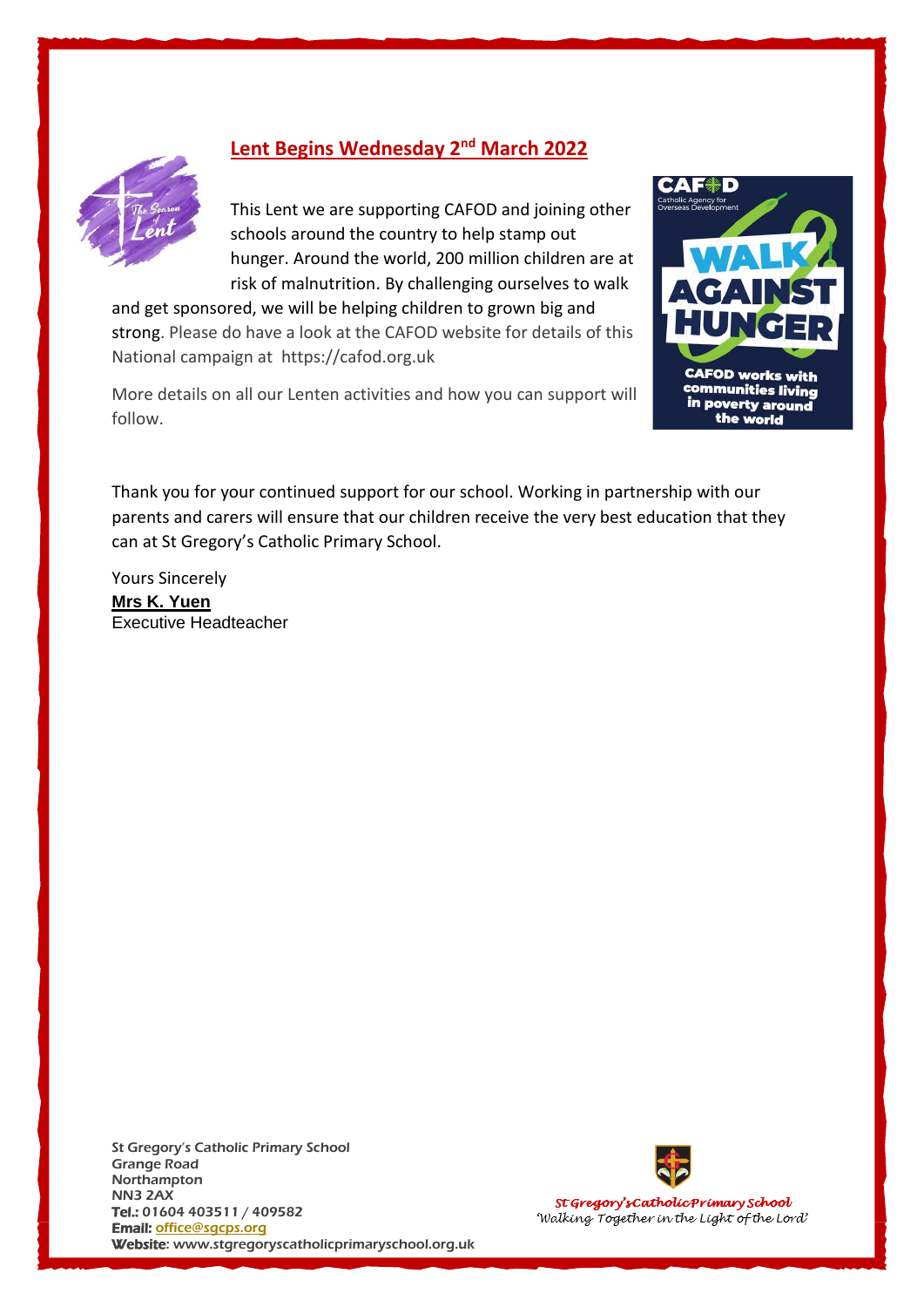## Lent Begins Wednesday 2nd March 2022

This Lent we are supporting CAFOD and joining other schools around the country to help stamp out hunger. Around the world, 200 million children are at risk of malnutrition. By challenging ourselves to walk and get sponsored, we will be helping children to grown big and strong. Please do have a look at the CAFOD website for details of this National campaign at https://cafod.org.uk

More details on all our Lenten activities and how you can support will follow.

Thank you for your continued support for our school. Working in partnership with our parents and carers will ensure that our children receive the very best education that they can at St Gregory's Catholic Primary School.

Yours Sincerely
**Mrs K. Yuen**
Executive Headteacher

St Gregory's Catholic Primary School
Grange Road
Northampton
NN3 2AX
**Tel.:** 01604 403511 / 409582
**Email:** office@sgcps.org
**Website**: www.stgregoryscatholicprimaryschool.org.uk

*St Gregory's Catholic Primary School*
*'Walking Together in the Light of the Lord'*